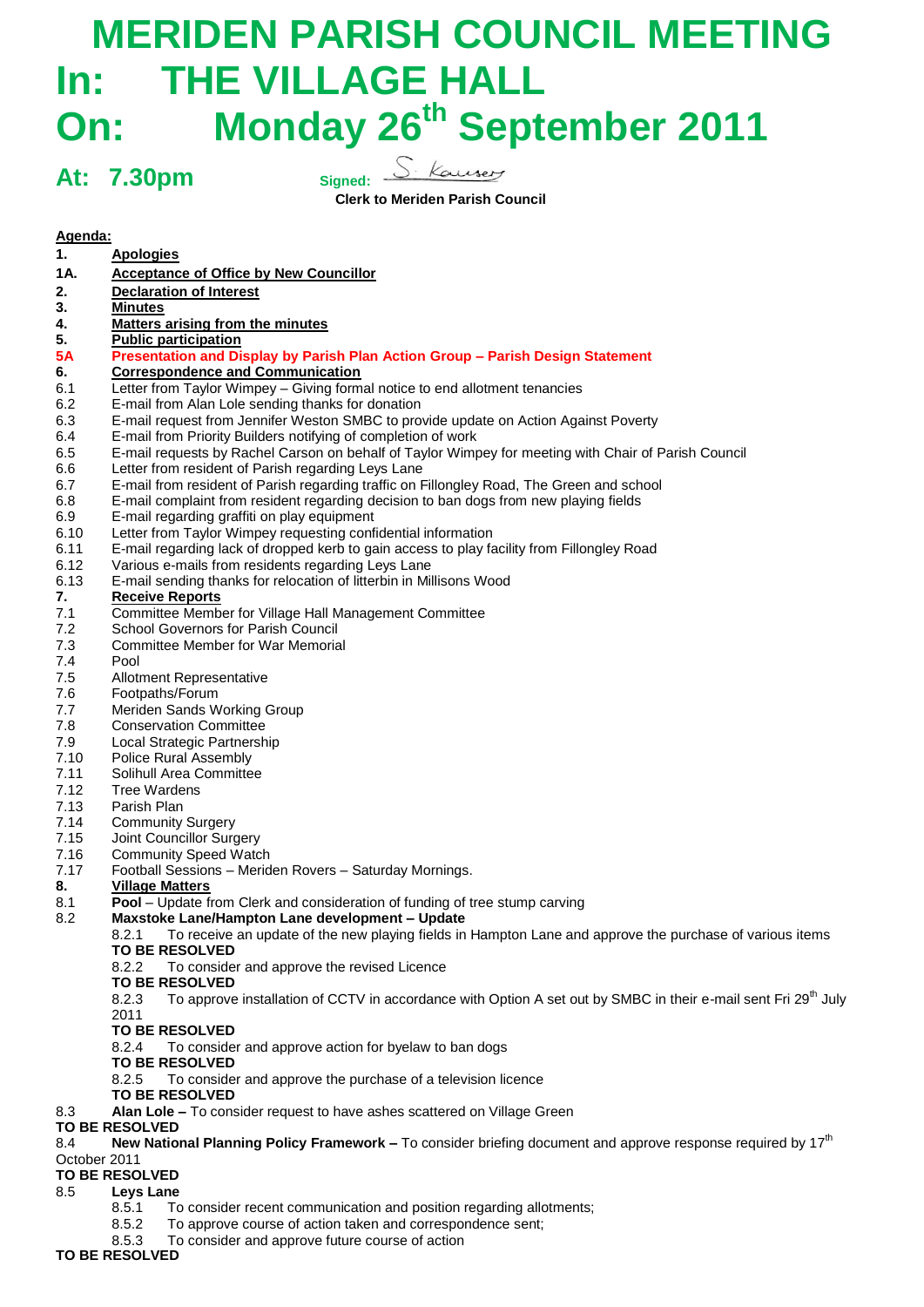# MERIDEN PARISH COUNCIL MEETING

# In: THE VILLAGE HALL

# On: Monday 26th September 2011

## At: 7.30pm

Signed: S. Kaiser

**Clerk to Meriden Parish Council**

**Agenda:**

**1.** **Apologies**

**1A.** **Acceptance of Office by New Councillor**

**2.** **Declaration of Interest**

**3.** **Minutes**

**4.** **Matters arising from the minutes**

**5.** **Public participation**

**5A** **Presentation and Display by Parish Plan Action Group – Parish Design Statement**

**6.** **Correspondence and Communication**

6.1 Letter from Taylor Wimpey – Giving formal notice to end allotment tenancies
6.2 E-mail from Alan Lole sending thanks for donation
6.3 E-mail request from Jennifer Weston SMBC to provide update on Action Against Poverty
6.4 E-mail from Priority Builders notifying of completion of work
6.5 E-mail requests by Rachel Carson on behalf of Taylor Wimpey for meeting with Chair of Parish Council
6.6 Letter from resident of Parish regarding Leys Lane
6.7 E-mail from resident of Parish regarding traffic on Fillongley Road, The Green and school
6.8 E-mail complaint from resident regarding decision to ban dogs from new playing fields
6.9 E-mail regarding graffiti on play equipment
6.10 Letter from Taylor Wimpey requesting confidential information
6.11 E-mail regarding lack of dropped kerb to gain access to play facility from Fillongley Road
6.12 Various e-mails from residents regarding Leys Lane
6.13 E-mail sending thanks for relocation of litterbin in Millisons Wood

**7.** **Receive Reports**

7.1 Committee Member for Village Hall Management Committee
7.2 School Governors for Parish Council
7.3 Committee Member for War Memorial
7.4 Pool
7.5 Allotment Representative
7.6 Footpaths/Forum
7.7 Meriden Sands Working Group
7.8 Conservation Committee
7.9 Local Strategic Partnership
7.10 Police Rural Assembly
7.11 Solihull Area Committee
7.12 Tree Wardens
7.13 Parish Plan
7.14 Community Surgery
7.15 Joint Councillor Surgery
7.16 Community Speed Watch
7.17 Football Sessions – Meriden Rovers – Saturday Mornings.

**8.** **Village Matters**

8.1 **Pool** – Update from Clerk and consideration of funding of tree stump carving

8.2 **Maxstoke Lane/Hampton Lane development – Update**

8.2.1 To receive an update of the new playing fields in Hampton Lane and approve the purchase of various items
**TO BE RESOLVED**

8.2.2 To consider and approve the revised Licence
**TO BE RESOLVED**

8.2.3 To approve installation of CCTV in accordance with Option A set out by SMBC in their e-mail sent Fri 29th July 2011
**TO BE RESOLVED**

8.2.4 To consider and approve action for byelaw to ban dogs
**TO BE RESOLVED**

8.2.5 To consider and approve the purchase of a television licence
**TO BE RESOLVED**

8.3 **Alan Lole –** To consider request to have ashes scattered on Village Green
**TO BE RESOLVED**

8.4 **New National Planning Policy Framework –** To consider briefing document and approve response required by 17th October 2011
**TO BE RESOLVED**

8.5 **Leys Lane**

8.5.1 To consider recent communication and position regarding allotments;
8.5.2 To approve course of action taken and correspondence sent;
8.5.3 To consider and approve future course of action

**TO BE RESOLVED**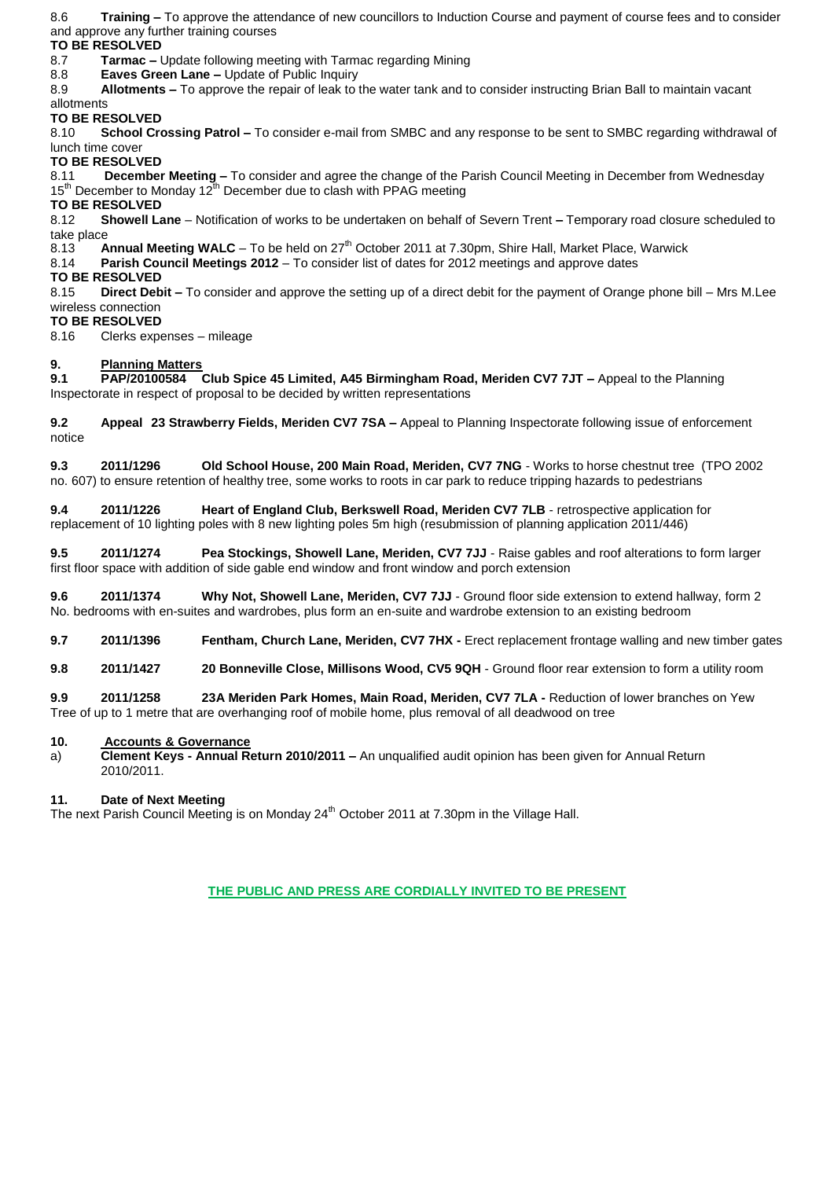8.6 **Training –** To approve the attendance of new councillors to Induction Course and payment of course fees and to consider and approve any further training courses

**TO BE RESOLVED**

8.7 **Tarmac –** Update following meeting with Tarmac regarding Mining

8.8 **Eaves Green Lane –** Update of Public Inquiry

8.9 **Allotments –** To approve the repair of leak to the water tank and to consider instructing Brian Ball to maintain vacant allotments

**TO BE RESOLVED**

8.10 **School Crossing Patrol –** To consider e-mail from SMBC and any response to be sent to SMBC regarding withdrawal of lunch time cover

**TO BE RESOLVED**

8.11 **December Meeting –** To consider and agree the change of the Parish Council Meeting in December from Wednesday 15th December to Monday 12th December due to clash with PPAG meeting

**TO BE RESOLVED**

8.12 **Showell Lane** – Notification of works to be undertaken on behalf of Severn Trent **–** Temporary road closure scheduled to take place

8.13 **Annual Meeting WALC** – To be held on 27th October 2011 at 7.30pm, Shire Hall, Market Place, Warwick

8.14 **Parish Council Meetings 2012** – To consider list of dates for 2012 meetings and approve dates

**TO BE RESOLVED**

8.15 **Direct Debit –** To consider and approve the setting up of a direct debit for the payment of Orange phone bill – Mrs M.Lee wireless connection

**TO BE RESOLVED**

8.16 Clerks expenses – mileage

## 9. Planning Matters

**9.1 PAP/20100584 Club Spice 45 Limited, A45 Birmingham Road, Meriden CV7 7JT –** Appeal to the Planning Inspectorate in respect of proposal to be decided by written representations

**9.2 Appeal 23 Strawberry Fields, Meriden CV7 7SA –** Appeal to Planning Inspectorate following issue of enforcement notice

**9.3 2011/1296 Old School House, 200 Main Road, Meriden, CV7 7NG** - Works to horse chestnut tree (TPO 2002 no. 607) to ensure retention of healthy tree, some works to roots in car park to reduce tripping hazards to pedestrians

**9.4 2011/1226 Heart of England Club, Berkswell Road, Meriden CV7 7LB** - retrospective application for replacement of 10 lighting poles with 8 new lighting poles 5m high (resubmission of planning application 2011/446)

**9.5 2011/1274 Pea Stockings, Showell Lane, Meriden, CV7 7JJ** - Raise gables and roof alterations to form larger first floor space with addition of side gable end window and front window and porch extension

**9.6 2011/1374 Why Not, Showell Lane, Meriden, CV7 7JJ** - Ground floor side extension to extend hallway, form 2 No. bedrooms with en-suites and wardrobes, plus form an en-suite and wardrobe extension to an existing bedroom

**9.7 2011/1396 Fentham, Church Lane, Meriden, CV7 7HX -** Erect replacement frontage walling and new timber gates

**9.8 2011/1427 20 Bonneville Close, Millisons Wood, CV5 9QH** - Ground floor rear extension to form a utility room

**9.9 2011/1258 23A Meriden Park Homes, Main Road, Meriden, CV7 7LA -** Reduction of lower branches on Yew Tree of up to 1 metre that are overhanging roof of mobile home, plus removal of all deadwood on tree

## 10. Accounts & Governance

a) **Clement Keys - Annual Return 2010/2011 –** An unqualified audit opinion has been given for Annual Return 2010/2011.

## 11. Date of Next Meeting

The next Parish Council Meeting is on Monday 24th October 2011 at 7.30pm in the Village Hall.

**THE PUBLIC AND PRESS ARE CORDIALLY INVITED TO BE PRESENT**